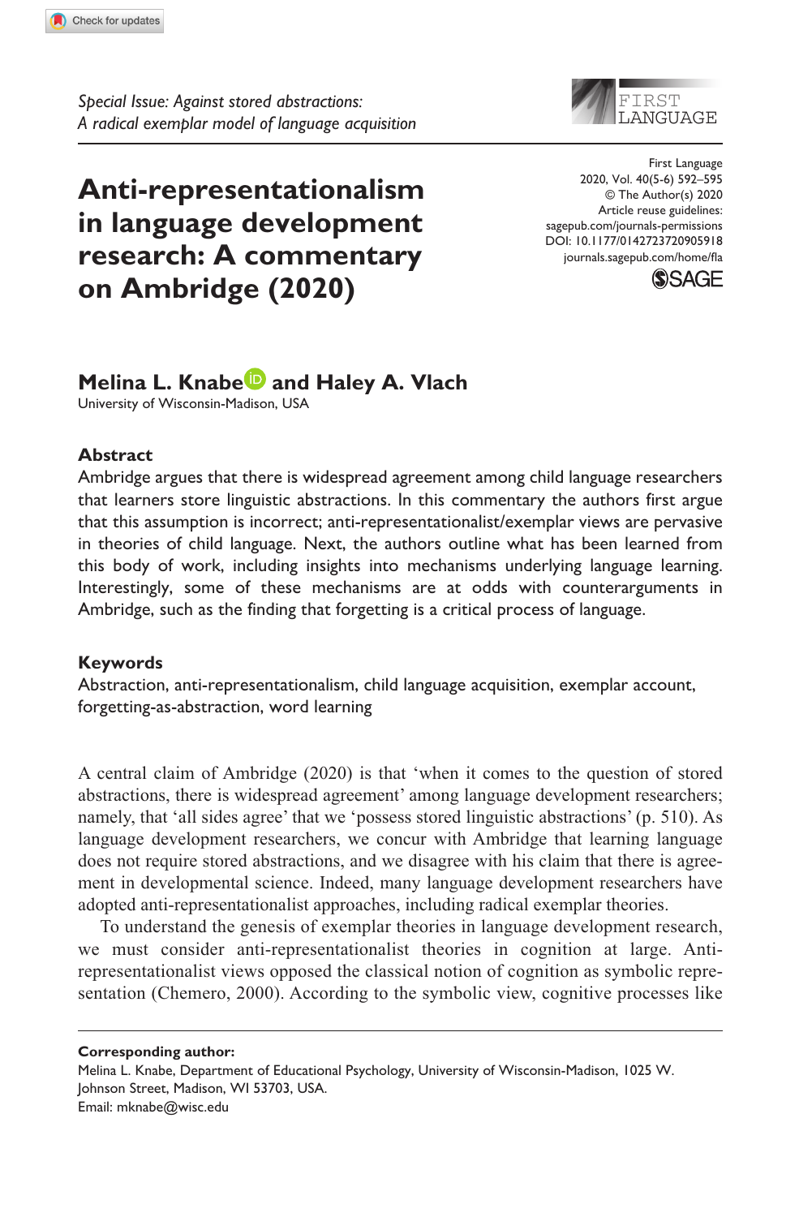*Special Issue: Against stored abstractions: A radical exemplar model of language acquisition*

# Anti-representationalism in language development research: A commentary on Ambridge (2020)

First Language
2020, Vol. 40(5-6) 592–595
© The Author(s) 2020
Article reuse guidelines:
sagepub.com/journals-permissions
DOI: 10.1177/0142723720905918
journals.sagepub.com/home/fla

**Melina L. Knabe and Haley A. Vlach**
University of Wisconsin-Madison, USA

## Abstract

Ambridge argues that there is widespread agreement among child language researchers that learners store linguistic abstractions. In this commentary the authors first argue that this assumption is incorrect; anti-representationalist/exemplar views are pervasive in theories of child language. Next, the authors outline what has been learned from this body of work, including insights into mechanisms underlying language learning. Interestingly, some of these mechanisms are at odds with counterarguments in Ambridge, such as the finding that forgetting is a critical process of language.

## Keywords

Abstraction, anti-representationalism, child language acquisition, exemplar account, forgetting-as-abstraction, word learning

A central claim of Ambridge (2020) is that 'when it comes to the question of stored abstractions, there is widespread agreement' among language development researchers; namely, that 'all sides agree' that we 'possess stored linguistic abstractions' (p. 510). As language development researchers, we concur with Ambridge that learning language does not require stored abstractions, and we disagree with his claim that there is agreement in developmental science. Indeed, many language development researchers have adopted anti-representationalist approaches, including radical exemplar theories.

To understand the genesis of exemplar theories in language development research, we must consider anti-representationalist theories in cognition at large. Anti-representationalist views opposed the classical notion of cognition as symbolic representation (Chemero, 2000). According to the symbolic view, cognitive processes like

**Corresponding author:**
Melina L. Knabe, Department of Educational Psychology, University of Wisconsin-Madison, 1025 W. Johnson Street, Madison, WI 53703, USA.
Email: mknabe@wisc.edu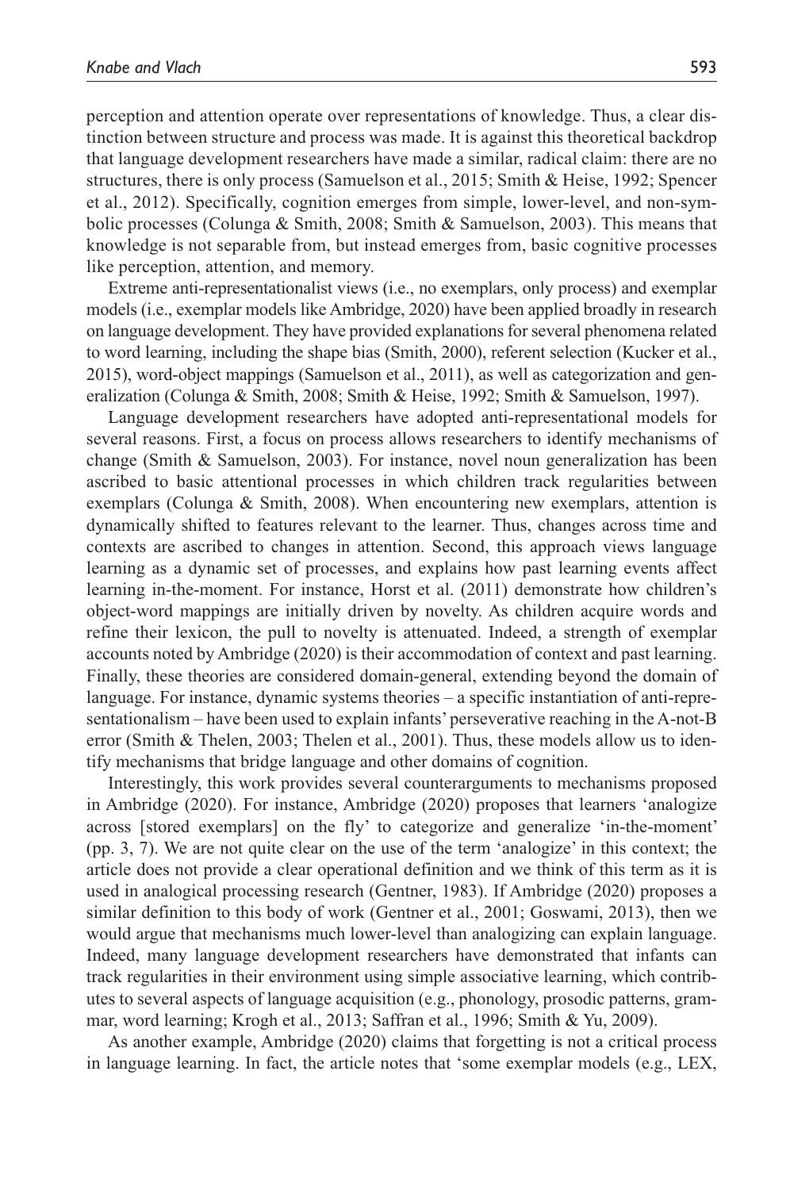perception and attention operate over representations of knowledge. Thus, a clear distinction between structure and process was made. It is against this theoretical backdrop that language development researchers have made a similar, radical claim: there are no structures, there is only process (Samuelson et al., 2015; Smith & Heise, 1992; Spencer et al., 2012). Specifically, cognition emerges from simple, lower-level, and non-symbolic processes (Colunga & Smith, 2008; Smith & Samuelson, 2003). This means that knowledge is not separable from, but instead emerges from, basic cognitive processes like perception, attention, and memory.

Extreme anti-representationalist views (i.e., no exemplars, only process) and exemplar models (i.e., exemplar models like Ambridge, 2020) have been applied broadly in research on language development. They have provided explanations for several phenomena related to word learning, including the shape bias (Smith, 2000), referent selection (Kucker et al., 2015), word-object mappings (Samuelson et al., 2011), as well as categorization and generalization (Colunga & Smith, 2008; Smith & Heise, 1992; Smith & Samuelson, 1997).

Language development researchers have adopted anti-representational models for several reasons. First, a focus on process allows researchers to identify mechanisms of change (Smith & Samuelson, 2003). For instance, novel noun generalization has been ascribed to basic attentional processes in which children track regularities between exemplars (Colunga & Smith, 2008). When encountering new exemplars, attention is dynamically shifted to features relevant to the learner. Thus, changes across time and contexts are ascribed to changes in attention. Second, this approach views language learning as a dynamic set of processes, and explains how past learning events affect learning in-the-moment. For instance, Horst et al. (2011) demonstrate how children's object-word mappings are initially driven by novelty. As children acquire words and refine their lexicon, the pull to novelty is attenuated. Indeed, a strength of exemplar accounts noted by Ambridge (2020) is their accommodation of context and past learning. Finally, these theories are considered domain-general, extending beyond the domain of language. For instance, dynamic systems theories – a specific instantiation of anti-representationalism – have been used to explain infants' perseverative reaching in the A-not-B error (Smith & Thelen, 2003; Thelen et al., 2001). Thus, these models allow us to identify mechanisms that bridge language and other domains of cognition.

Interestingly, this work provides several counterarguments to mechanisms proposed in Ambridge (2020). For instance, Ambridge (2020) proposes that learners 'analogize across [stored exemplars] on the fly' to categorize and generalize 'in-the-moment' (pp. 3, 7). We are not quite clear on the use of the term 'analogize' in this context; the article does not provide a clear operational definition and we think of this term as it is used in analogical processing research (Gentner, 1983). If Ambridge (2020) proposes a similar definition to this body of work (Gentner et al., 2001; Goswami, 2013), then we would argue that mechanisms much lower-level than analogizing can explain language. Indeed, many language development researchers have demonstrated that infants can track regularities in their environment using simple associative learning, which contributes to several aspects of language acquisition (e.g., phonology, prosodic patterns, grammar, word learning; Krogh et al., 2013; Saffran et al., 1996; Smith & Yu, 2009).

As another example, Ambridge (2020) claims that forgetting is not a critical process in language learning. In fact, the article notes that 'some exemplar models (e.g., LEX,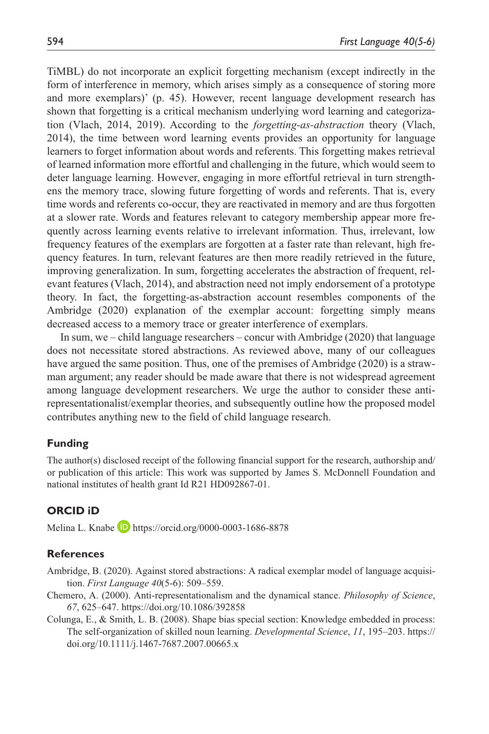TiMBL) do not incorporate an explicit forgetting mechanism (except indirectly in the form of interference in memory, which arises simply as a consequence of storing more and more exemplars)' (p. 45). However, recent language development research has shown that forgetting is a critical mechanism underlying word learning and categorization (Vlach, 2014, 2019). According to the *forgetting-as-abstraction* theory (Vlach, 2014), the time between word learning events provides an opportunity for language learners to forget information about words and referents. This forgetting makes retrieval of learned information more effortful and challenging in the future, which would seem to deter language learning. However, engaging in more effortful retrieval in turn strengthens the memory trace, slowing future forgetting of words and referents. That is, every time words and referents co-occur, they are reactivated in memory and are thus forgotten at a slower rate. Words and features relevant to category membership appear more frequently across learning events relative to irrelevant information. Thus, irrelevant, low frequency features of the exemplars are forgotten at a faster rate than relevant, high frequency features. In turn, relevant features are then more readily retrieved in the future, improving generalization. In sum, forgetting accelerates the abstraction of frequent, relevant features (Vlach, 2014), and abstraction need not imply endorsement of a prototype theory. In fact, the forgetting-as-abstraction account resembles components of the Ambridge (2020) explanation of the exemplar account: forgetting simply means decreased access to a memory trace or greater interference of exemplars.

In sum, we – child language researchers – concur with Ambridge (2020) that language does not necessitate stored abstractions. As reviewed above, many of our colleagues have argued the same position. Thus, one of the premises of Ambridge (2020) is a strawman argument; any reader should be made aware that there is not widespread agreement among language development researchers. We urge the author to consider these anti-representationalist/exemplar theories, and subsequently outline how the proposed model contributes anything new to the field of child language research.

## Funding

The author(s) disclosed receipt of the following financial support for the research, authorship and/or publication of this article: This work was supported by James S. McDonnell Foundation and national institutes of health grant Id R21 HD092867-01.

## ORCID iD

Melina L. Knabe https://orcid.org/0000-0003-1686-8878

## References

Ambridge, B. (2020). Against stored abstractions: A radical exemplar model of language acquisition. *First Language 40*(5-6): 509–559.

Chemero, A. (2000). Anti-representationalism and the dynamical stance. *Philosophy of Science*, *67*, 625–647. https://doi.org/10.1086/392858

Colunga, E., & Smith, L. B. (2008). Shape bias special section: Knowledge embedded in process: The self-organization of skilled noun learning. *Developmental Science*, *11*, 195–203. https://doi.org/10.1111/j.1467-7687.2007.00665.x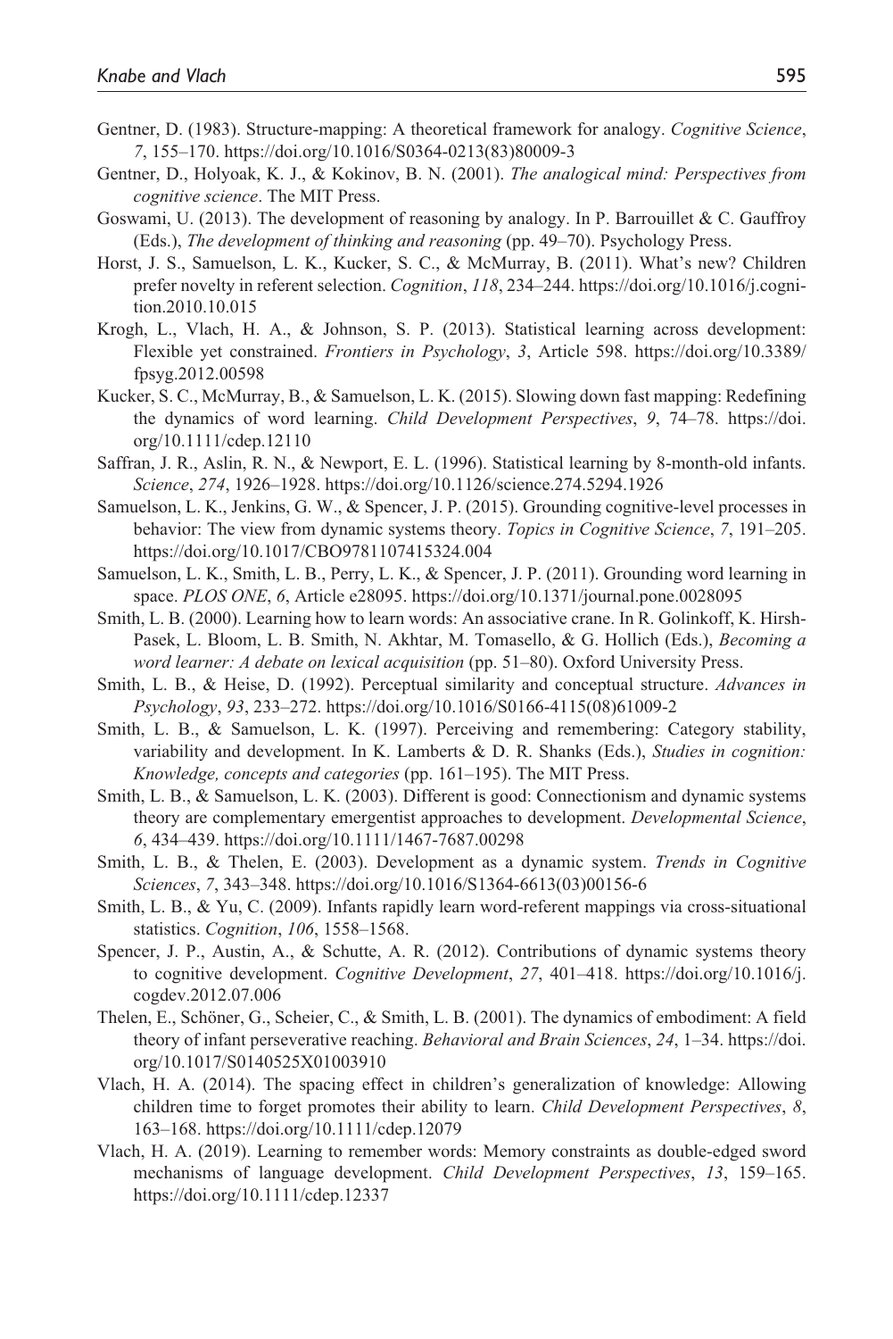Gentner, D. (1983). Structure-mapping: A theoretical framework for analogy. *Cognitive Science*, *7*, 155–170. https://doi.org/10.1016/S0364-0213(83)80009-3

Gentner, D., Holyoak, K. J., & Kokinov, B. N. (2001). *The analogical mind: Perspectives from cognitive science*. The MIT Press.

Goswami, U. (2013). The development of reasoning by analogy. In P. Barrouillet & C. Gauffroy (Eds.), *The development of thinking and reasoning* (pp. 49–70). Psychology Press.

Horst, J. S., Samuelson, L. K., Kucker, S. C., & McMurray, B. (2011). What's new? Children prefer novelty in referent selection. *Cognition*, *118*, 234–244. https://doi.org/10.1016/j.cognition.2010.10.015

Krogh, L., Vlach, H. A., & Johnson, S. P. (2013). Statistical learning across development: Flexible yet constrained. *Frontiers in Psychology*, *3*, Article 598. https://doi.org/10.3389/fpsyg.2012.00598

Kucker, S. C., McMurray, B., & Samuelson, L. K. (2015). Slowing down fast mapping: Redefining the dynamics of word learning. *Child Development Perspectives*, *9*, 74–78. https://doi.org/10.1111/cdep.12110

Saffran, J. R., Aslin, R. N., & Newport, E. L. (1996). Statistical learning by 8-month-old infants. *Science*, *274*, 1926–1928. https://doi.org/10.1126/science.274.5294.1926

Samuelson, L. K., Jenkins, G. W., & Spencer, J. P. (2015). Grounding cognitive-level processes in behavior: The view from dynamic systems theory. *Topics in Cognitive Science*, *7*, 191–205. https://doi.org/10.1017/CBO9781107415324.004

Samuelson, L. K., Smith, L. B., Perry, L. K., & Spencer, J. P. (2011). Grounding word learning in space. *PLOS ONE*, *6*, Article e28095. https://doi.org/10.1371/journal.pone.0028095

Smith, L. B. (2000). Learning how to learn words: An associative crane. In R. Golinkoff, K. Hirsh-Pasek, L. Bloom, L. B. Smith, N. Akhtar, M. Tomasello, & G. Hollich (Eds.), *Becoming a word learner: A debate on lexical acquisition* (pp. 51–80). Oxford University Press.

Smith, L. B., & Heise, D. (1992). Perceptual similarity and conceptual structure. *Advances in Psychology*, *93*, 233–272. https://doi.org/10.1016/S0166-4115(08)61009-2

Smith, L. B., & Samuelson, L. K. (1997). Perceiving and remembering: Category stability, variability and development. In K. Lamberts & D. R. Shanks (Eds.), *Studies in cognition: Knowledge, concepts and categories* (pp. 161–195). The MIT Press.

Smith, L. B., & Samuelson, L. K. (2003). Different is good: Connectionism and dynamic systems theory are complementary emergentist approaches to development. *Developmental Science*, *6*, 434–439. https://doi.org/10.1111/1467-7687.00298

Smith, L. B., & Thelen, E. (2003). Development as a dynamic system. *Trends in Cognitive Sciences*, *7*, 343–348. https://doi.org/10.1016/S1364-6613(03)00156-6

Smith, L. B., & Yu, C. (2009). Infants rapidly learn word-referent mappings via cross-situational statistics. *Cognition*, *106*, 1558–1568.

Spencer, J. P., Austin, A., & Schutte, A. R. (2012). Contributions of dynamic systems theory to cognitive development. *Cognitive Development*, *27*, 401–418. https://doi.org/10.1016/j.cogdev.2012.07.006

Thelen, E., Schöner, G., Scheier, C., & Smith, L. B. (2001). The dynamics of embodiment: A field theory of infant perseverative reaching. *Behavioral and Brain Sciences*, *24*, 1–34. https://doi.org/10.1017/S0140525X01003910

Vlach, H. A. (2014). The spacing effect in children's generalization of knowledge: Allowing children time to forget promotes their ability to learn. *Child Development Perspectives*, *8*, 163–168. https://doi.org/10.1111/cdep.12079

Vlach, H. A. (2019). Learning to remember words: Memory constraints as double-edged sword mechanisms of language development. *Child Development Perspectives*, *13*, 159–165. https://doi.org/10.1111/cdep.12337